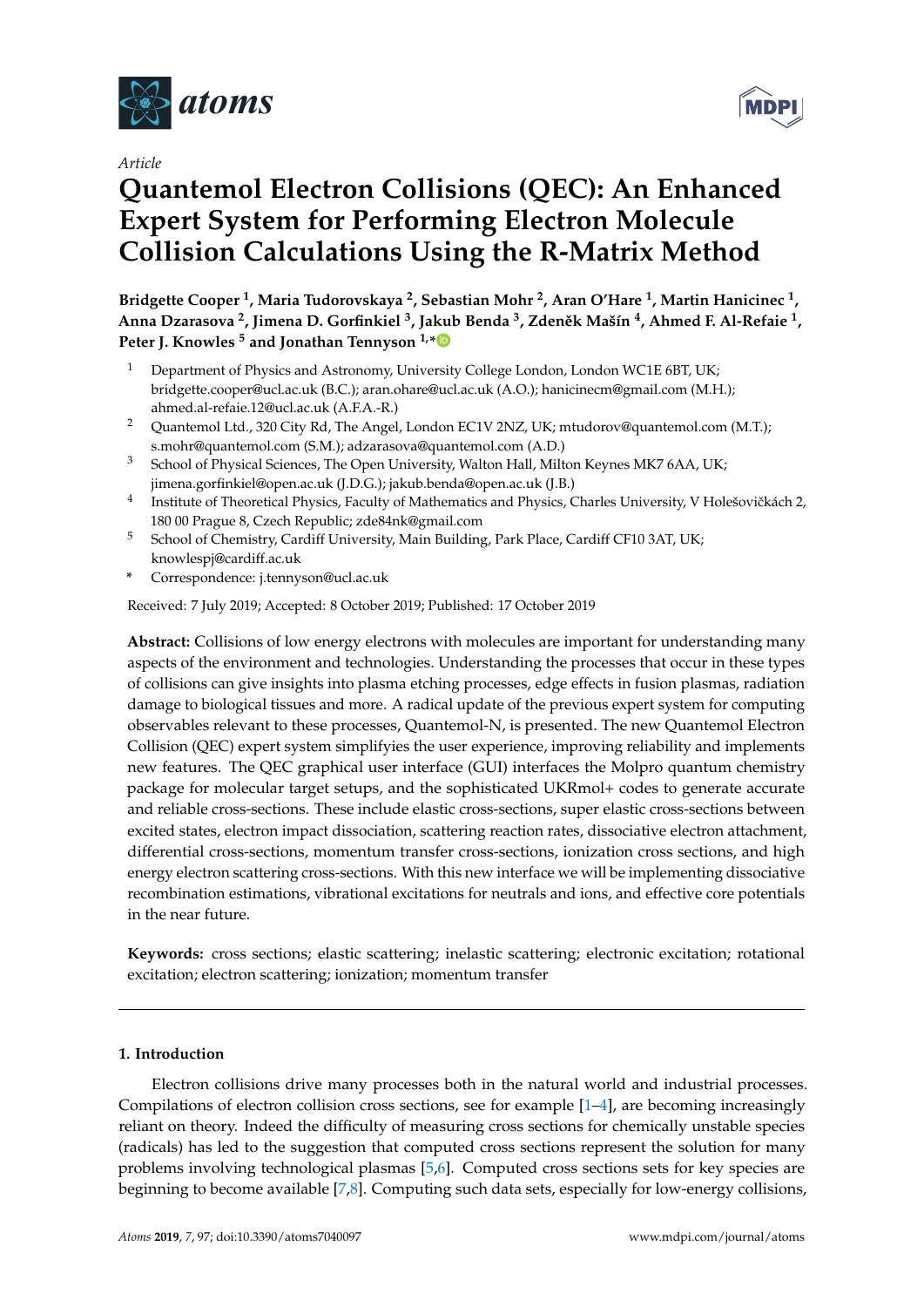*Article*

# Quantemol Electron Collisions (QEC): An Enhanced Expert System for Performing Electron Molecule Collision Calculations Using the R-Matrix Method

**Bridgette Cooper [1], Maria Tudorovskaya [2], Sebastian Mohr [2], Aran O'Hare [1], Martin Hanicinec [1], Anna Dzarasova [2], Jimena D. Gorfinkiel [3], Jakub Benda [3], Zdeněk Mašín [4], Ahmed F. Al-Refaie [1], Peter J. Knowles [5] and Jonathan Tennyson [1,*]**

1. Department of Physics and Astronomy, University College London, London WC1E 6BT, UK; bridgette.cooper@ucl.ac.uk (B.C.); aran.ohare@ucl.ac.uk (A.O.); hanicinecm@gmail.com (M.H.); ahmed.al-refaie.12@ucl.ac.uk (A.F.A.-R.)
2. Quantemol Ltd., 320 City Rd, The Angel, London EC1V 2NZ, UK; mtudorov@quantemol.com (M.T.); s.mohr@quantemol.com (S.M.); adzarasova@quantemol.com (A.D.)
3. School of Physical Sciences, The Open University, Walton Hall, Milton Keynes MK7 6AA, UK; jimena.gorfinkiel@open.ac.uk (J.D.G.); jakub.benda@open.ac.uk (J.B.)
4. Institute of Theoretical Physics, Faculty of Mathematics and Physics, Charles University, V Holešovičkách 2, 180 00 Prague 8, Czech Republic; zde84nk@gmail.com
5. School of Chemistry, Cardiff University, Main Building, Park Place, Cardiff CF10 3AT, UK; knowlespj@cardiff.ac.uk

\* Correspondence: j.tennyson@ucl.ac.uk

Received: 7 July 2019; Accepted: 8 October 2019; Published: 17 October 2019

**Abstract:** Collisions of low energy electrons with molecules are important for understanding many aspects of the environment and technologies. Understanding the processes that occur in these types of collisions can give insights into plasma etching processes, edge effects in fusion plasmas, radiation damage to biological tissues and more. A radical update of the previous expert system for computing observables relevant to these processes, Quantemol-N, is presented. The new Quantemol Electron Collision (QEC) expert system simplifyies the user experience, improving reliability and implements new features. The QEC graphical user interface (GUI) interfaces the Molpro quantum chemistry package for molecular target setups, and the sophisticated UKRmol+ codes to generate accurate and reliable cross-sections. These include elastic cross-sections, super elastic cross-sections between excited states, electron impact dissociation, scattering reaction rates, dissociative electron attachment, differential cross-sections, momentum transfer cross-sections, ionization cross sections, and high energy electron scattering cross-sections. With this new interface we will be implementing dissociative recombination estimations, vibrational excitations for neutrals and ions, and effective core potentials in the near future.

**Keywords:** cross sections; elastic scattering; inelastic scattering; electronic excitation; rotational excitation; electron scattering; ionization; momentum transfer

## 1. Introduction

Electron collisions drive many processes both in the natural world and industrial processes. Compilations of electron collision cross sections, see for example [1–4], are becoming increasingly reliant on theory. Indeed the difficulty of measuring cross sections for chemically unstable species (radicals) has led to the suggestion that computed cross sections represent the solution for many problems involving technological plasmas [5,6]. Computed cross sections sets for key species are beginning to become available [7,8]. Computing such data sets, especially for low-energy collisions,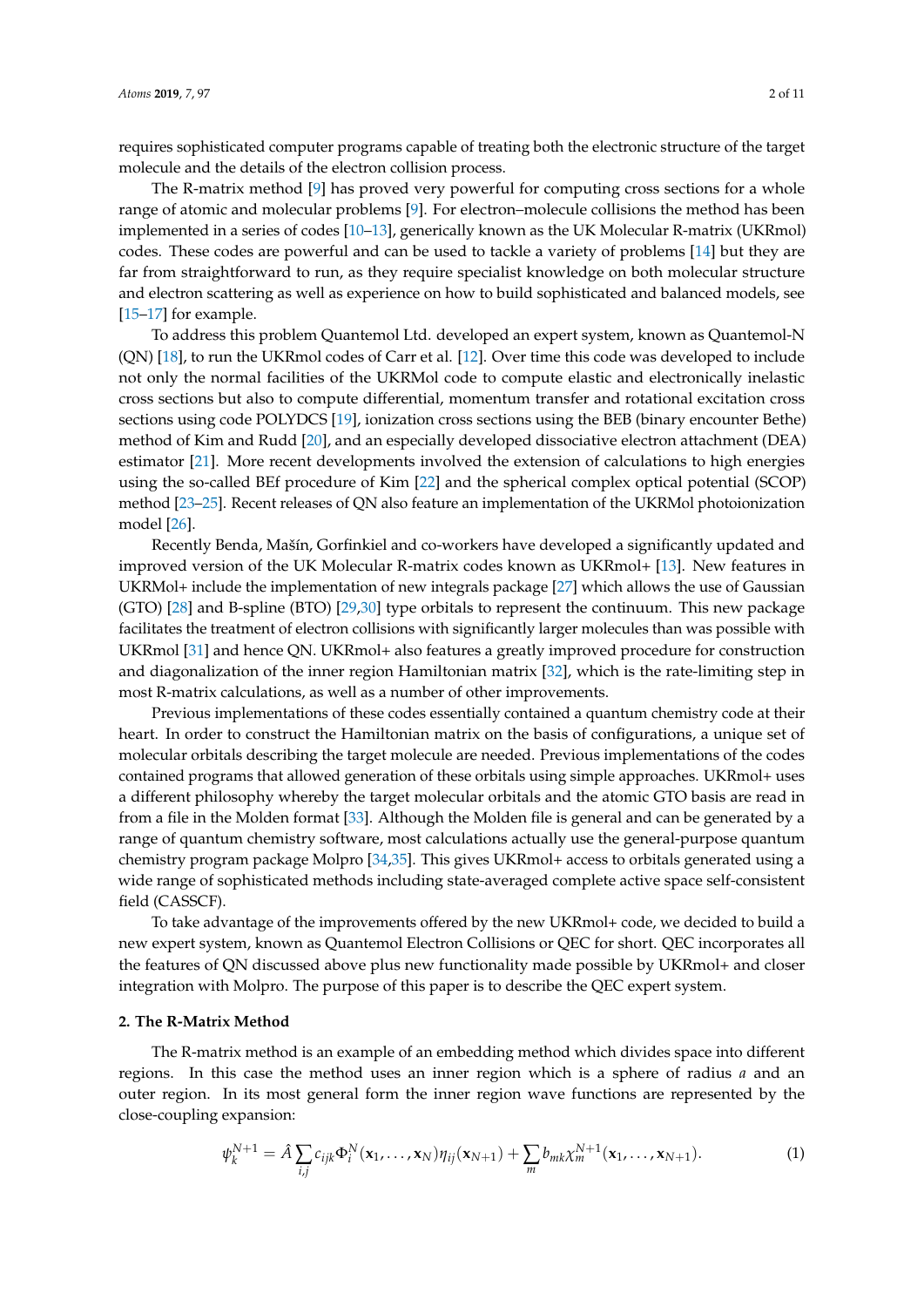requires sophisticated computer programs capable of treating both the electronic structure of the target molecule and the details of the electron collision process.

The R-matrix method [9] has proved very powerful for computing cross sections for a whole range of atomic and molecular problems [9]. For electron–molecule collisions the method has been implemented in a series of codes [10–13], generically known as the UK Molecular R-matrix (UKRmol) codes. These codes are powerful and can be used to tackle a variety of problems [14] but they are far from straightforward to run, as they require specialist knowledge on both molecular structure and electron scattering as well as experience on how to build sophisticated and balanced models, see [15–17] for example.

To address this problem Quantemol Ltd. developed an expert system, known as Quantemol-N (QN) [18], to run the UKRmol codes of Carr et al. [12]. Over time this code was developed to include not only the normal facilities of the UKRMol code to compute elastic and electronically inelastic cross sections but also to compute differential, momentum transfer and rotational excitation cross sections using code POLYDCS [19], ionization cross sections using the BEB (binary encounter Bethe) method of Kim and Rudd [20], and an especially developed dissociative electron attachment (DEA) estimator [21]. More recent developments involved the extension of calculations to high energies using the so-called BEf procedure of Kim [22] and the spherical complex optical potential (SCOP) method [23–25]. Recent releases of QN also feature an implementation of the UKRMol photoionization model [26].

Recently Benda, Mašín, Gorfinkiel and co-workers have developed a significantly updated and improved version of the UK Molecular R-matrix codes known as UKRmol+ [13]. New features in UKRMol+ include the implementation of new integrals package [27] which allows the use of Gaussian (GTO) [28] and B-spline (BTO) [29,30] type orbitals to represent the continuum. This new package facilitates the treatment of electron collisions with significantly larger molecules than was possible with UKRmol [31] and hence QN. UKRmol+ also features a greatly improved procedure for construction and diagonalization of the inner region Hamiltonian matrix [32], which is the rate-limiting step in most R-matrix calculations, as well as a number of other improvements.

Previous implementations of these codes essentially contained a quantum chemistry code at their heart. In order to construct the Hamiltonian matrix on the basis of configurations, a unique set of molecular orbitals describing the target molecule are needed. Previous implementations of the codes contained programs that allowed generation of these orbitals using simple approaches. UKRmol+ uses a different philosophy whereby the target molecular orbitals and the atomic GTO basis are read in from a file in the Molden format [33]. Although the Molden file is general and can be generated by a range of quantum chemistry software, most calculations actually use the general-purpose quantum chemistry program package Molpro [34,35]. This gives UKRmol+ access to orbitals generated using a wide range of sophisticated methods including state-averaged complete active space self-consistent field (CASSCF).

To take advantage of the improvements offered by the new UKRmol+ code, we decided to build a new expert system, known as Quantemol Electron Collisions or QEC for short. QEC incorporates all the features of QN discussed above plus new functionality made possible by UKRmol+ and closer integration with Molpro. The purpose of this paper is to describe the QEC expert system.

## 2. The R-Matrix Method

The R-matrix method is an example of an embedding method which divides space into different regions. In this case the method uses an inner region which is a sphere of radius $a$ and an outer region. In its most general form the inner region wave functions are represented by the close-coupling expansion:

$$\psi_k^{N+1} = \hat{A} \sum_{i,j} c_{ijk} \Phi_i^N(\mathbf{x}_1, \ldots, \mathbf{x}_N) \eta_{ij}(\mathbf{x}_{N+1}) + \sum_m b_{mk} \chi_m^{N+1}(\mathbf{x}_1, \ldots, \mathbf{x}_{N+1}). \tag{1}$$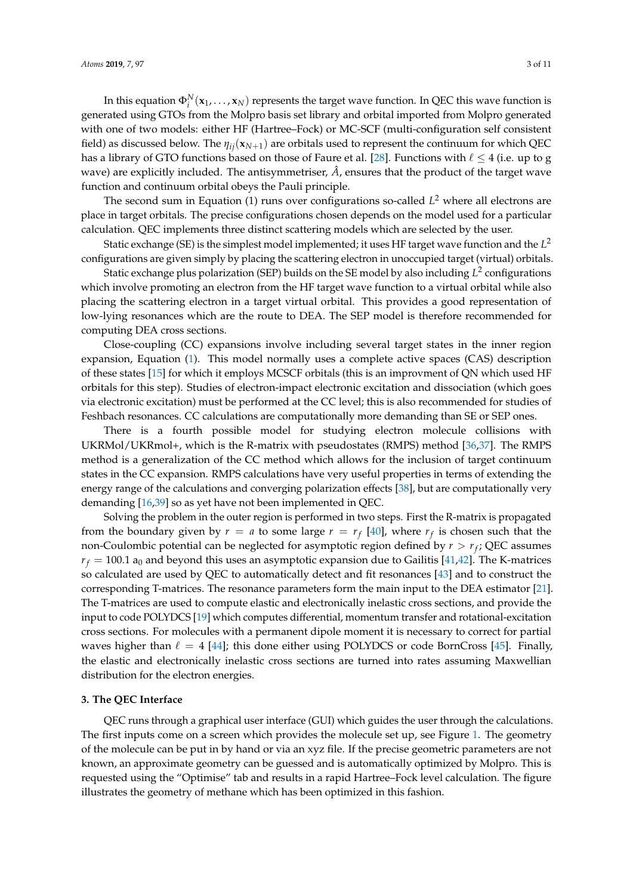In this equation $\Phi_i^N(\mathbf{x}_1, \ldots, \mathbf{x}_N)$ represents the target wave function. In QEC this wave function is generated using GTOs from the Molpro basis set library and orbital imported from Molpro generated with one of two models: either HF (Hartree–Fock) or MC-SCF (multi-configuration self consistent field) as discussed below. The $\eta_{ij}(\mathbf{x}_{N+1})$ are orbitals used to represent the continuum for which QEC has a library of GTO functions based on those of Faure et al. [28]. Functions with $\ell \leq 4$ (i.e. up to g wave) are explicitly included. The antisymmetriser, $\hat{A}$, ensures that the product of the target wave function and continuum orbital obeys the Pauli principle.

The second sum in Equation (1) runs over configurations so-called $L^2$ where all electrons are place in target orbitals. The precise configurations chosen depends on the model used for a particular calculation. QEC implements three distinct scattering models which are selected by the user.

Static exchange (SE) is the simplest model implemented; it uses HF target wave function and the $L^2$ configurations are given simply by placing the scattering electron in unoccupied target (virtual) orbitals.

Static exchange plus polarization (SEP) builds on the SE model by also including $L^2$ configurations which involve promoting an electron from the HF target wave function to a virtual orbital while also placing the scattering electron in a target virtual orbital. This provides a good representation of low-lying resonances which are the route to DEA. The SEP model is therefore recommended for computing DEA cross sections.

Close-coupling (CC) expansions involve including several target states in the inner region expansion, Equation (1). This model normally uses a complete active spaces (CAS) description of these states [15] for which it employs MCSCF orbitals (this is an improvment of QN which used HF orbitals for this step). Studies of electron-impact electronic excitation and dissociation (which goes via electronic excitation) must be performed at the CC level; this is also recommended for studies of Feshbach resonances. CC calculations are computationally more demanding than SE or SEP ones.

There is a fourth possible model for studying electron molecule collisions with UKRMol/UKRmol+, which is the R-matrix with pseudostates (RMPS) method [36,37]. The RMPS method is a generalization of the CC method which allows for the inclusion of target continuum states in the CC expansion. RMPS calculations have very useful properties in terms of extending the energy range of the calculations and converging polarization effects [38], but are computationally very demanding [16,39] so as yet have not been implemented in QEC.

Solving the problem in the outer region is performed in two steps. First the R-matrix is propagated from the boundary given by $r = a$ to some large $r = r_f$ [40], where $r_f$ is chosen such that the non-Coulombic potential can be neglected for asymptotic region defined by $r > r_f$; QEC assumes $r_f = 100.1$ $a_0$ and beyond this uses an asymptotic expansion due to Gailitis [41,42]. The K-matrices so calculated are used by QEC to automatically detect and fit resonances [43] and to construct the corresponding T-matrices. The resonance parameters form the main input to the DEA estimator [21]. The T-matrices are used to compute elastic and electronically inelastic cross sections, and provide the input to code POLYDCS [19] which computes differential, momentum transfer and rotational-excitation cross sections. For molecules with a permanent dipole moment it is necessary to correct for partial waves higher than $\ell = 4$ [44]; this done either using POLYDCS or code BornCross [45]. Finally, the elastic and electronically inelastic cross sections are turned into rates assuming Maxwellian distribution for the electron energies.

## 3. The QEC Interface

QEC runs through a graphical user interface (GUI) which guides the user through the calculations. The first inputs come on a screen which provides the molecule set up, see Figure 1. The geometry of the molecule can be put in by hand or via an xyz file. If the precise geometric parameters are not known, an approximate geometry can be guessed and is automatically optimized by Molpro. This is requested using the "Optimise" tab and results in a rapid Hartree–Fock level calculation. The figure illustrates the geometry of methane which has been optimized in this fashion.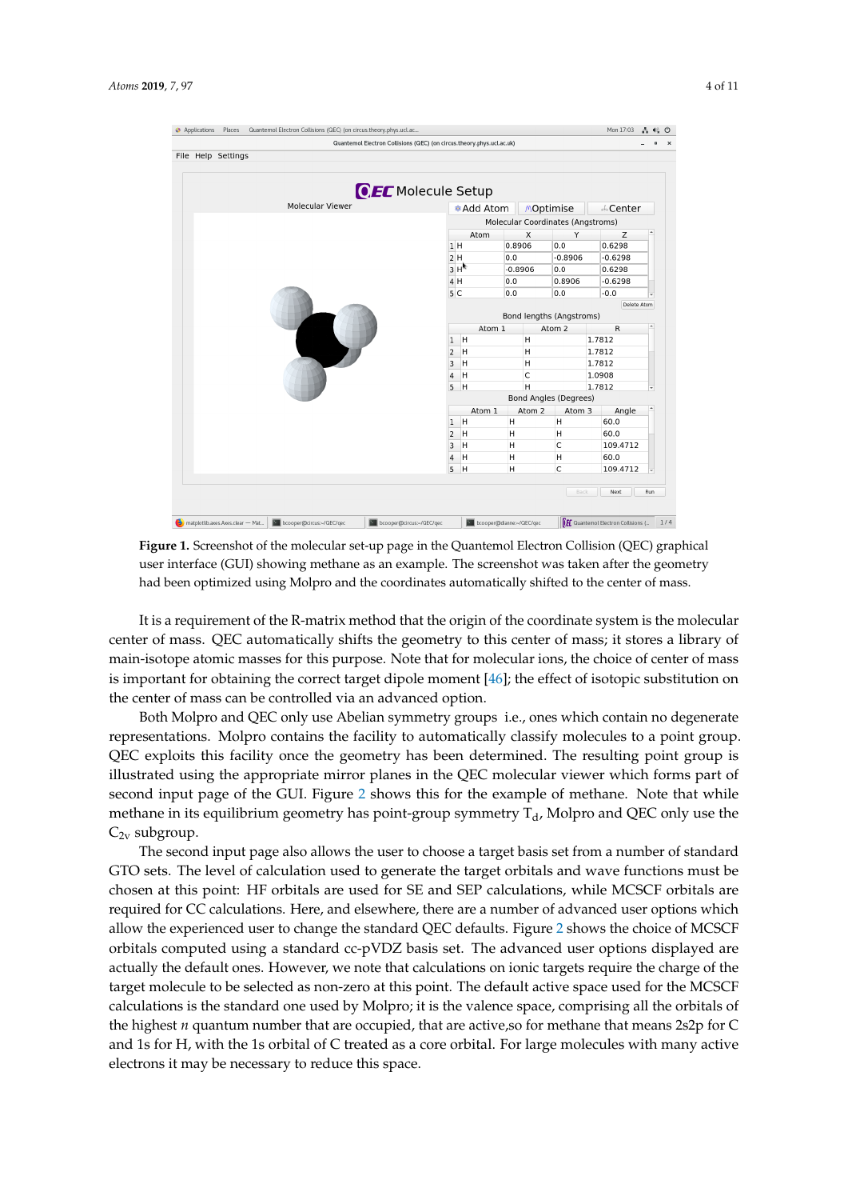**Figure 1.** Screenshot of the molecular set-up page in the Quantemol Electron Collision (QEC) graphical user interface (GUI) showing methane as an example. The screenshot was taken after the geometry had been optimized using Molpro and the coordinates automatically shifted to the center of mass.

It is a requirement of the R-matrix method that the origin of the coordinate system is the molecular center of mass. QEC automatically shifts the geometry to this center of mass; it stores a library of main-isotope atomic masses for this purpose. Note that for molecular ions, the choice of center of mass is important for obtaining the correct target dipole moment [46]; the effect of isotopic substitution on the center of mass can be controlled via an advanced option.

Both Molpro and QEC only use Abelian symmetry groups i.e., ones which contain no degenerate representations. Molpro contains the facility to automatically classify molecules to a point group. QEC exploits this facility once the geometry has been determined. The resulting point group is illustrated using the appropriate mirror planes in the QEC molecular viewer which forms part of second input page of the GUI. Figure 2 shows this for the example of methane. Note that while methane in its equilibrium geometry has point-group symmetry $T_d$, Molpro and QEC only use the $C_{2v}$ subgroup.

The second input page also allows the user to choose a target basis set from a number of standard GTO sets. The level of calculation used to generate the target orbitals and wave functions must be chosen at this point: HF orbitals are used for SE and SEP calculations, while MCSCF orbitals are required for CC calculations. Here, and elsewhere, there are a number of advanced user options which allow the experienced user to change the standard QEC defaults. Figure 2 shows the choice of MCSCF orbitals computed using a standard cc-pVDZ basis set. The advanced user options displayed are actually the default ones. However, we note that calculations on ionic targets require the charge of the target molecule to be selected as non-zero at this point. The default active space used for the MCSCF calculations is the standard one used by Molpro; it is the valence space, comprising all the orbitals of the highest $n$ quantum number that are occupied, that are active,so for methane that means 2s2p for C and 1s for H, with the 1s orbital of C treated as a core orbital. For large molecules with many active electrons it may be necessary to reduce this space.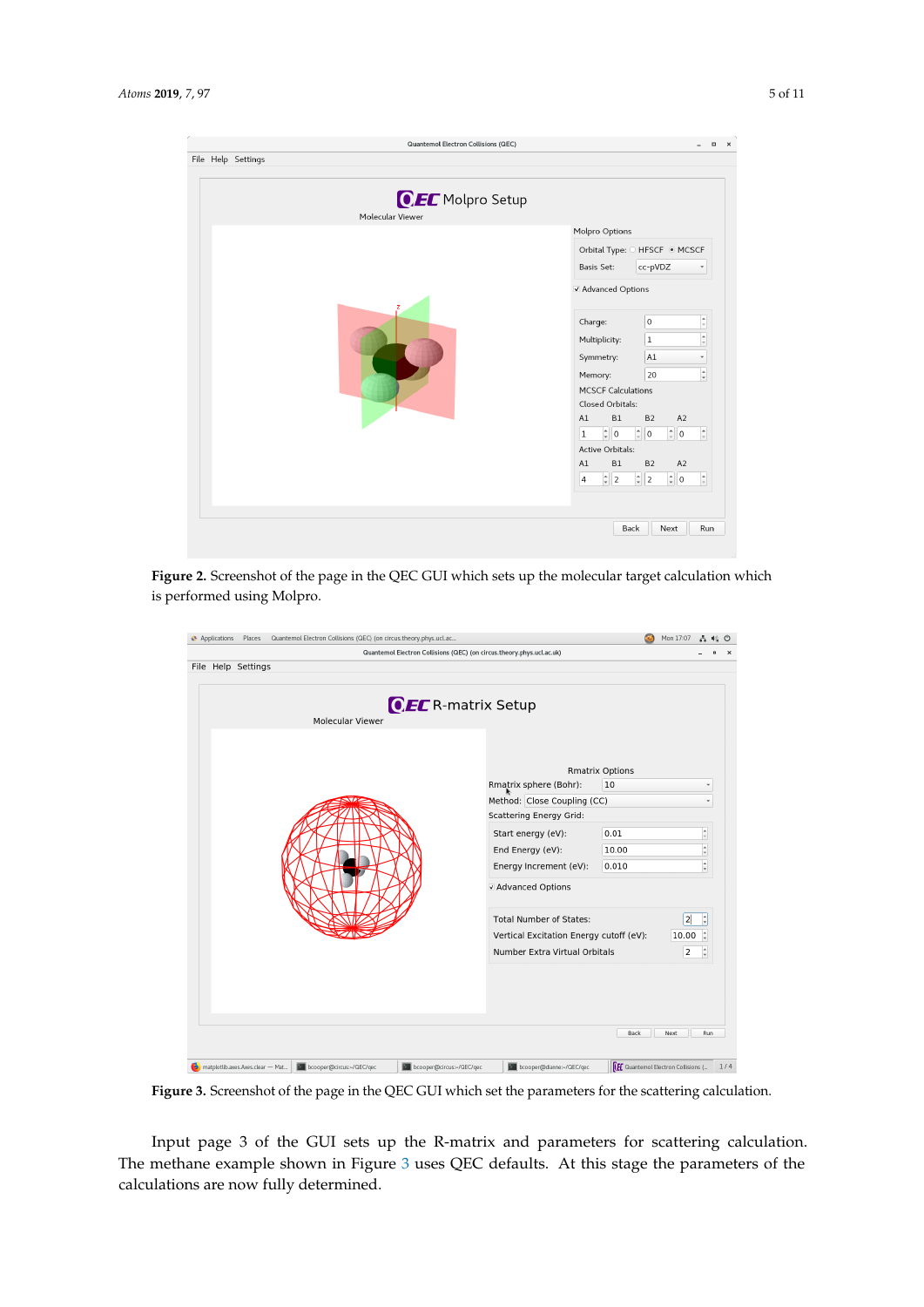**Figure 2.** Screenshot of the page in the QEC GUI which sets up the molecular target calculation which is performed using Molpro.

**Figure 3.** Screenshot of the page in the QEC GUI which set the parameters for the scattering calculation.

Input page 3 of the GUI sets up the R-matrix and parameters for scattering calculation. The methane example shown in Figure 3 uses QEC defaults. At this stage the parameters of the calculations are now fully determined.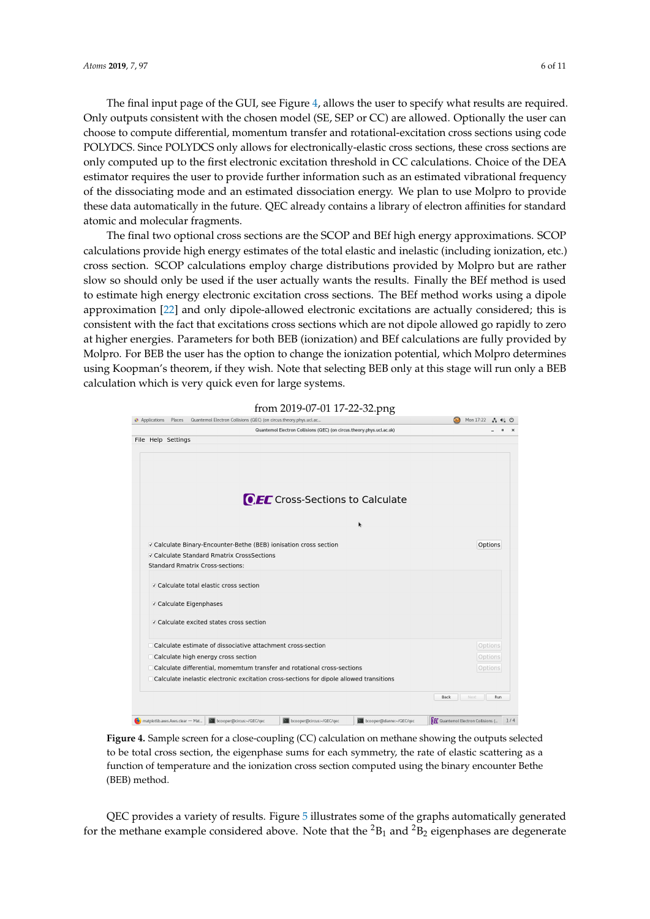The final input page of the GUI, see Figure 4, allows the user to specify what results are required. Only outputs consistent with the chosen model (SE, SEP or CC) are allowed. Optionally the user can choose to compute differential, momentum transfer and rotational-excitation cross sections using code POLYDCS. Since POLYDCS only allows for electronically-elastic cross sections, these cross sections are only computed up to the first electronic excitation threshold in CC calculations. Choice of the DEA estimator requires the user to provide further information such as an estimated vibrational frequency of the dissociating mode and an estimated dissociation energy. We plan to use Molpro to provide these data automatically in the future. QEC already contains a library of electron affinities for standard atomic and molecular fragments.

The final two optional cross sections are the SCOP and BEf high energy approximations. SCOP calculations provide high energy estimates of the total elastic and inelastic (including ionization, etc.) cross section. SCOP calculations employ charge distributions provided by Molpro but are rather slow so should only be used if the user actually wants the results. Finally the BEf method is used to estimate high energy electronic excitation cross sections. The BEf method works using a dipole approximation [22] and only dipole-allowed electronic excitations are actually considered; this is consistent with the fact that excitations cross sections which are not dipole allowed go rapidly to zero at higher energies. Parameters for both BEB (ionization) and BEf calculations are fully provided by Molpro. For BEB the user has the option to change the ionization potential, which Molpro determines using Koopman's theorem, if they wish. Note that selecting BEB only at this stage will run only a BEB calculation which is very quick even for large systems.

from 2019-07-01 17-22-32.png

**Figure 4.** Sample screen for a close-coupling (CC) calculation on methane showing the outputs selected to be total cross section, the eigenphase sums for each symmetry, the rate of elastic scattering as a function of temperature and the ionization cross section computed using the binary encounter Bethe (BEB) method.

QEC provides a variety of results. Figure 5 illustrates some of the graphs automatically generated for the methane example considered above. Note that the $^2B_1$ and $^2B_2$ eigenphases are degenerate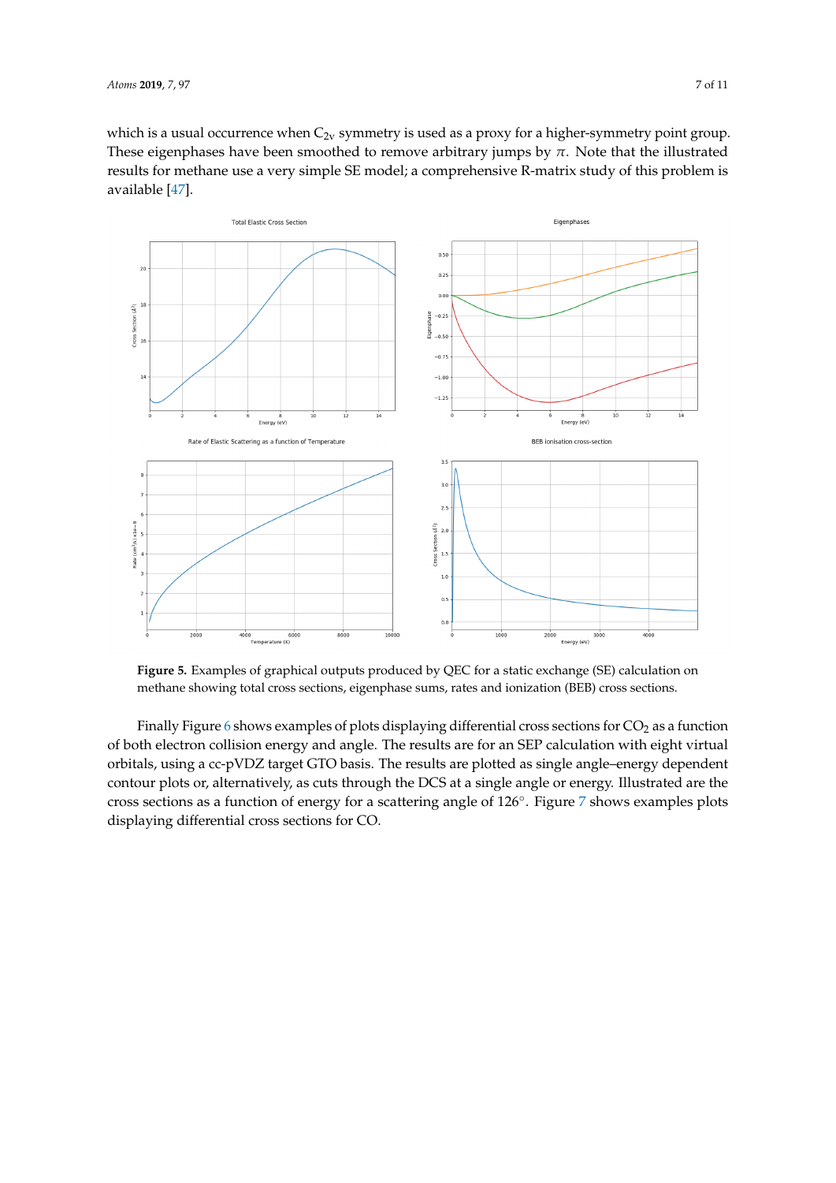which is a usual occurrence when $C_{2v}$ symmetry is used as a proxy for a higher-symmetry point group. These eigenphases have been smoothed to remove arbitrary jumps by $\pi$. Note that the illustrated results for methane use a very simple SE model; a comprehensive R-matrix study of this problem is available [47].

**Figure 5.** Examples of graphical outputs produced by QEC for a static exchange (SE) calculation on methane showing total cross sections, eigenphase sums, rates and ionization (BEB) cross sections.

Finally Figure 6 shows examples of plots displaying differential cross sections for $CO_2$ as a function of both electron collision energy and angle. The results are for an SEP calculation with eight virtual orbitals, using a cc-pVDZ target GTO basis. The results are plotted as single angle–energy dependent contour plots or, alternatively, as cuts through the DCS at a single angle or energy. Illustrated are the cross sections as a function of energy for a scattering angle of 126°. Figure 7 shows examples plots displaying differential cross sections for CO.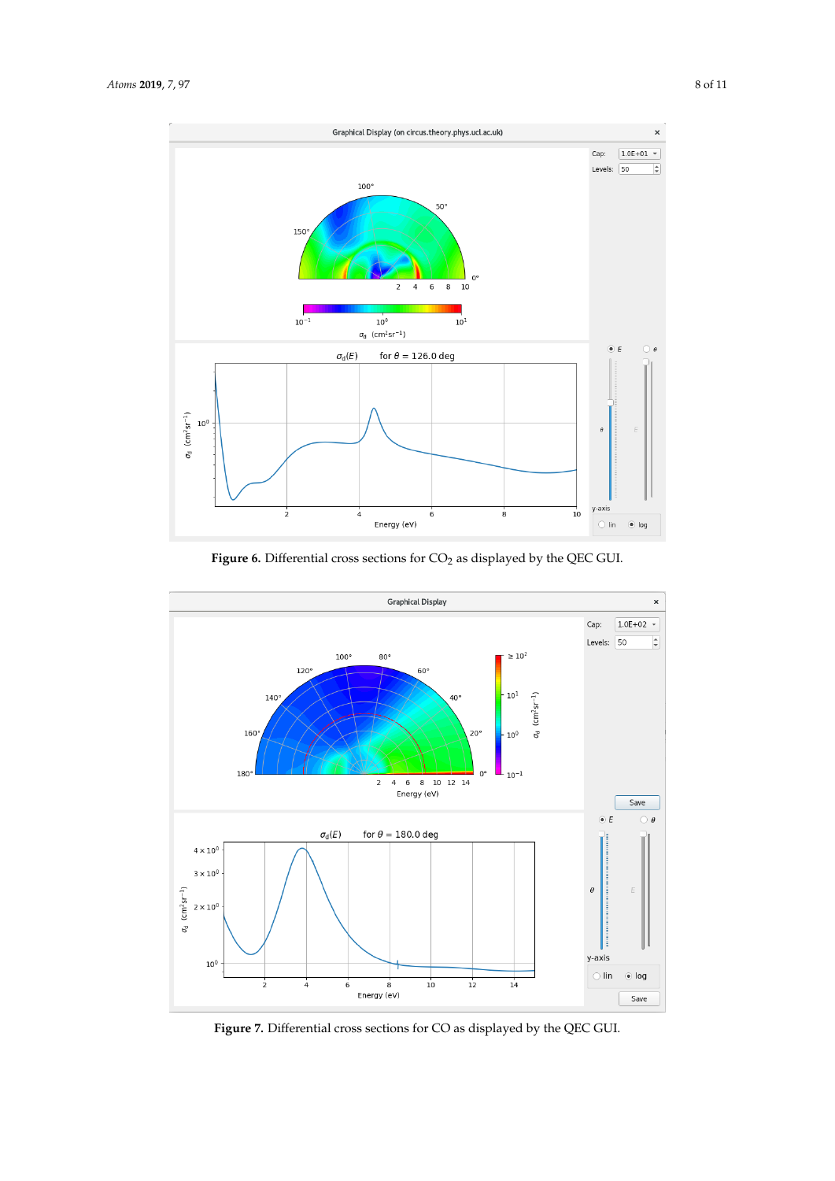**Figure 6.** Differential cross sections for $CO_2$ as displayed by the QEC GUI.

**Figure 7.** Differential cross sections for CO as displayed by the QEC GUI.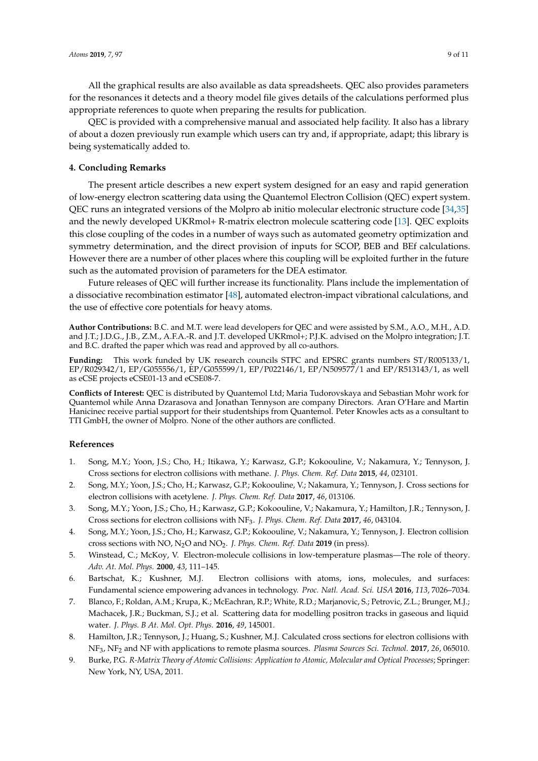All the graphical results are also available as data spreadsheets. QEC also provides parameters for the resonances it detects and a theory model file gives details of the calculations performed plus appropriate references to quote when preparing the results for publication.

QEC is provided with a comprehensive manual and associated help facility. It also has a library of about a dozen previously run example which users can try and, if appropriate, adapt; this library is being systematically added to.

## 4. Concluding Remarks

The present article describes a new expert system designed for an easy and rapid generation of low-energy electron scattering data using the Quantemol Electron Collision (QEC) expert system. QEC runs an integrated versions of the Molpro ab initio molecular electronic structure code [34,35] and the newly developed UKRmol+ R-matrix electron molecule scattering code [13]. QEC exploits this close coupling of the codes in a number of ways such as automated geometry optimization and symmetry determination, and the direct provision of inputs for SCOP, BEB and BEf calculations. However there are a number of other places where this coupling will be exploited further in the future such as the automated provision of parameters for the DEA estimator.

Future releases of QEC will further increase its functionality. Plans include the implementation of a dissociative recombination estimator [48], automated electron-impact vibrational calculations, and the use of effective core potentials for heavy atoms.

**Author Contributions:** B.C. and M.T. were lead developers for QEC and were assisted by S.M., A.O., M.H., A.D. and J.T.; J.D.G., J.B., Z.M., A.F.A.-R. and J.T. developed UKRmol+; P.J.K. advised on the Molpro integration; J.T. and B.C. drafted the paper which was read and approved by all co-authors.

**Funding:** This work funded by UK research councils STFC and EPSRC grants numbers ST/R005133/1, EP/R029342/1, EP/G055556/1, EP/G055599/1, EP/P022146/1, EP/N509577/1 and EP/R513143/1, as well as eCSE projects eCSE01-13 and eCSE08-7.

**Conflicts of Interest:** QEC is distributed by Quantemol Ltd; Maria Tudorovskaya and Sebastian Mohr work for Quantemol while Anna Dzarasova and Jonathan Tennyson are company Directors. Aran O'Hare and Martin Hanicinec receive partial support for their studentships from Quantemol. Peter Knowles acts as a consultant to TTI GmbH, the owner of Molpro. None of the other authors are conflicted.

## References

1. Song, M.Y.; Yoon, J.S.; Cho, H.; Itikawa, Y.; Karwasz, G.P.; Kokoouline, V.; Nakamura, Y.; Tennyson, J. Cross sections for electron collisions with methane. *J. Phys. Chem. Ref. Data* **2015**, *44*, 023101.
2. Song, M.Y.; Yoon, J.S.; Cho, H.; Karwasz, G.P.; Kokoouline, V.; Nakamura, Y.; Tennyson, J. Cross sections for electron collisions with acetylene. *J. Phys. Chem. Ref. Data* **2017**, *46*, 013106.
3. Song, M.Y.; Yoon, J.S.; Cho, H.; Karwasz, G.P.; Kokoouline, V.; Nakamura, Y.; Hamilton, J.R.; Tennyson, J. Cross sections for electron collisions with $NF_3$. *J. Phys. Chem. Ref. Data* **2017**, *46*, 043104.
4. Song, M.Y.; Yoon, J.S.; Cho, H.; Karwasz, G.P.; Kokoouline, V.; Nakamura, Y.; Tennyson, J. Electron collision cross sections with NO, $N_2O$ and $NO_2$. *J. Phys. Chem. Ref. Data* **2019** (in press).
5. Winstead, C.; McKoy, V. Electron-molecule collisions in low-temperature plasmas—The role of theory. *Adv. At. Mol. Phys.* **2000**, *43*, 111–145.
6. Bartschat, K.; Kushner, M.J. Electron collisions with atoms, ions, molecules, and surfaces: Fundamental science empowering advances in technology. *Proc. Natl. Acad. Sci. USA* **2016**, *113*, 7026–7034.
7. Blanco, F.; Roldan, A.M.; Krupa, K.; McEachran, R.P.; White, R.D.; Marjanovic, S.; Petrovic, Z.L.; Brunger, M.J.; Machacek, J.R.; Buckman, S.J.; et al. Scattering data for modelling positron tracks in gaseous and liquid water. *J. Phys. B At. Mol. Opt. Phys.* **2016**, *49*, 145001.
8. Hamilton, J.R.; Tennyson, J.; Huang, S.; Kushner, M.J. Calculated cross sections for electron collisions with $NF_3$, $NF_2$ and NF with applications to remote plasma sources. *Plasma Sources Sci. Technol.* **2017**, *26*, 065010.
9. Burke, P.G. *R-Matrix Theory of Atomic Collisions: Application to Atomic, Molecular and Optical Processes*; Springer: New York, NY, USA, 2011.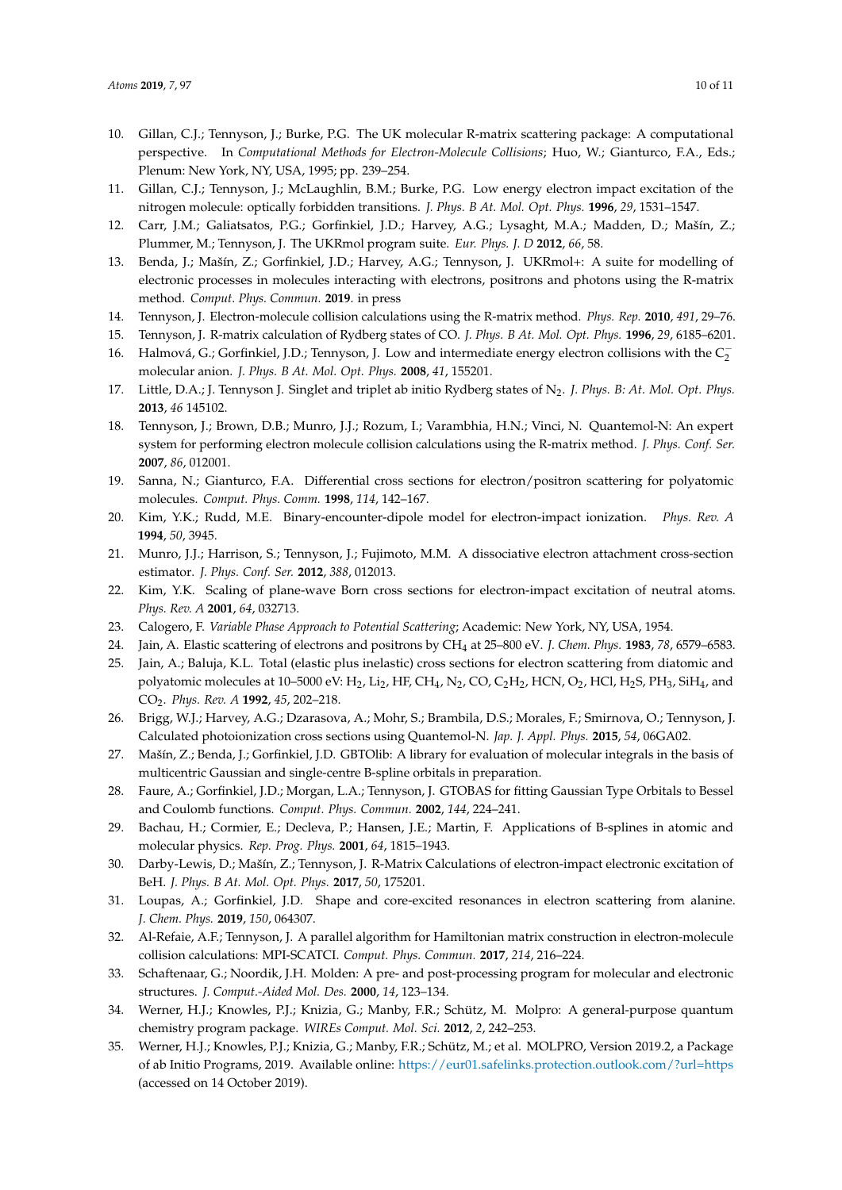10. Gillan, C.J.; Tennyson, J.; Burke, P.G. The UK molecular R-matrix scattering package: A computational perspective. In *Computational Methods for Electron-Molecule Collisions*; Huo, W.; Gianturco, F.A., Eds.; Plenum: New York, NY, USA, 1995; pp. 239–254.
11. Gillan, C.J.; Tennyson, J.; McLaughlin, B.M.; Burke, P.G. Low energy electron impact excitation of the nitrogen molecule: optically forbidden transitions. *J. Phys. B At. Mol. Opt. Phys.* **1996**, *29*, 1531–1547.
12. Carr, J.M.; Galiatsatos, P.G.; Gorfinkiel, J.D.; Harvey, A.G.; Lysaght, M.A.; Madden, D.; Mašín, Z.; Plummer, M.; Tennyson, J. The UKRmol program suite. *Eur. Phys. J. D* **2012**, *66*, 58.
13. Benda, J.; Mašín, Z.; Gorfinkiel, J.D.; Harvey, A.G.; Tennyson, J. UKRmol+: A suite for modelling of electronic processes in molecules interacting with electrons, positrons and photons using the R-matrix method. *Comput. Phys. Commun.* **2019**. in press
14. Tennyson, J. Electron-molecule collision calculations using the R-matrix method. *Phys. Rep.* **2010**, *491*, 29–76.
15. Tennyson, J. R-matrix calculation of Rydberg states of CO. *J. Phys. B At. Mol. Opt. Phys.* **1996**, *29*, 6185–6201.
16. Halmová, G.; Gorfinkiel, J.D.; Tennyson, J. Low and intermediate energy electron collisions with the $C_2^-$ molecular anion. *J. Phys. B At. Mol. Opt. Phys.* **2008**, *41*, 155201.
17. Little, D.A.; J. Tennyson J. Singlet and triplet ab initio Rydberg states of $N_2$. *J. Phys. B: At. Mol. Opt. Phys.* **2013**, *46* 145102.
18. Tennyson, J.; Brown, D.B.; Munro, J.J.; Rozum, I.; Varambhia, H.N.; Vinci, N. Quantemol-N: An expert system for performing electron molecule collision calculations using the R-matrix method. *J. Phys. Conf. Ser.* **2007**, *86*, 012001.
19. Sanna, N.; Gianturco, F.A. Differential cross sections for electron/positron scattering for polyatomic molecules. *Comput. Phys. Comm.* **1998**, *114*, 142–167.
20. Kim, Y.K.; Rudd, M.E. Binary-encounter-dipole model for electron-impact ionization. *Phys. Rev. A* **1994**, *50*, 3945.
21. Munro, J.J.; Harrison, S.; Tennyson, J.; Fujimoto, M.M. A dissociative electron attachment cross-section estimator. *J. Phys. Conf. Ser.* **2012**, *388*, 012013.
22. Kim, Y.K. Scaling of plane-wave Born cross sections for electron-impact excitation of neutral atoms. *Phys. Rev. A* **2001**, *64*, 032713.
23. Calogero, F. *Variable Phase Approach to Potential Scattering*; Academic: New York, NY, USA, 1954.
24. Jain, A. Elastic scattering of electrons and positrons by $CH_4$ at 25–800 eV. *J. Chem. Phys.* **1983**, *78*, 6579–6583.
25. Jain, A.; Baluja, K.L. Total (elastic plus inelastic) cross sections for electron scattering from diatomic and polyatomic molecules at 10–5000 eV: $H_2$, $Li_2$, HF, $CH_4$, $N_2$, CO, $C_2H_2$, HCN, $O_2$, HCl, $H_2S$, $PH_3$, $SiH_4$, and $CO_2$. *Phys. Rev. A* **1992**, *45*, 202–218.
26. Brigg, W.J.; Harvey, A.G.; Dzarasova, A.; Mohr, S.; Brambila, D.S.; Morales, F.; Smirnova, O.; Tennyson, J. Calculated photoionization cross sections using Quantemol-N. *Jap. J. Appl. Phys.* **2015**, *54*, 06GA02.
27. Mašín, Z.; Benda, J.; Gorfinkiel, J.D. GBTOlib: A library for evaluation of molecular integrals in the basis of multicentric Gaussian and single-centre B-spline orbitals in preparation.
28. Faure, A.; Gorfinkiel, J.D.; Morgan, L.A.; Tennyson, J. GTOBAS for fitting Gaussian Type Orbitals to Bessel and Coulomb functions. *Comput. Phys. Commun.* **2002**, *144*, 224–241.
29. Bachau, H.; Cormier, E.; Decleva, P.; Hansen, J.E.; Martin, F. Applications of B-splines in atomic and molecular physics. *Rep. Prog. Phys.* **2001**, *64*, 1815–1943.
30. Darby-Lewis, D.; Mašín, Z.; Tennyson, J. R-Matrix Calculations of electron-impact electronic excitation of BeH. *J. Phys. B At. Mol. Opt. Phys.* **2017**, *50*, 175201.
31. Loupas, A.; Gorfinkiel, J.D. Shape and core-excited resonances in electron scattering from alanine. *J. Chem. Phys.* **2019**, *150*, 064307.
32. Al-Refaie, A.F.; Tennyson, J. A parallel algorithm for Hamiltonian matrix construction in electron-molecule collision calculations: MPI-SCATCI. *Comput. Phys. Commun.* **2017**, *214*, 216–224.
33. Schaftenaar, G.; Noordik, J.H. Molden: A pre- and post-processing program for molecular and electronic structures. *J. Comput.-Aided Mol. Des.* **2000**, *14*, 123–134.
34. Werner, H.J.; Knowles, P.J.; Knizia, G.; Manby, F.R.; Schütz, M. Molpro: A general-purpose quantum chemistry program package. *WIREs Comput. Mol. Sci.* **2012**, *2*, 242–253.
35. Werner, H.J.; Knowles, P.J.; Knizia, G.; Manby, F.R.; Schütz, M.; et al. MOLPRO, Version 2019.2, a Package of ab Initio Programs, 2019. Available online: https://eur01.safelinks.protection.outlook.com/?url=https (accessed on 14 October 2019).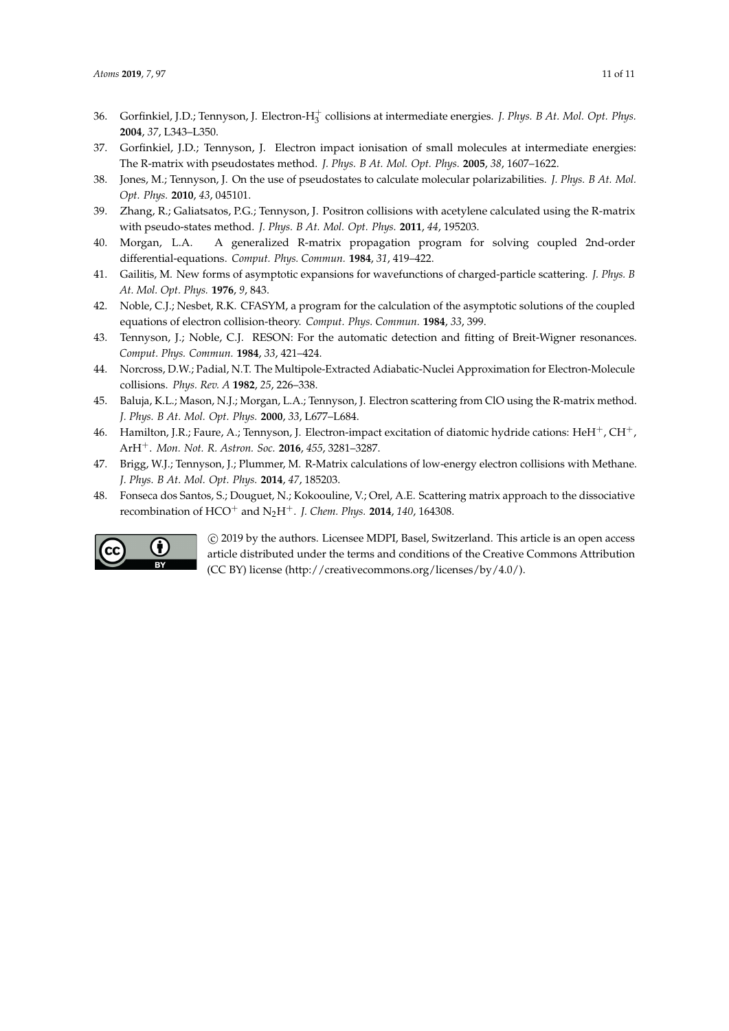36. Gorfinkiel, J.D.; Tennyson, J. Electron-$H_3^+$ collisions at intermediate energies. *J. Phys. B At. Mol. Opt. Phys.* **2004**, *37*, L343–L350.
37. Gorfinkiel, J.D.; Tennyson, J. Electron impact ionisation of small molecules at intermediate energies: The R-matrix with pseudostates method. *J. Phys. B At. Mol. Opt. Phys.* **2005**, *38*, 1607–1622.
38. Jones, M.; Tennyson, J. On the use of pseudostates to calculate molecular polarizabilities. *J. Phys. B At. Mol. Opt. Phys.* **2010**, *43*, 045101.
39. Zhang, R.; Galiatsatos, P.G.; Tennyson, J. Positron collisions with acetylene calculated using the R-matrix with pseudo-states method. *J. Phys. B At. Mol. Opt. Phys.* **2011**, *44*, 195203.
40. Morgan, L.A. A generalized R-matrix propagation program for solving coupled 2nd-order differential-equations. *Comput. Phys. Commun.* **1984**, *31*, 419–422.
41. Gailitis, M. New forms of asymptotic expansions for wavefunctions of charged-particle scattering. *J. Phys. B At. Mol. Opt. Phys.* **1976**, *9*, 843.
42. Noble, C.J.; Nesbet, R.K. CFASYM, a program for the calculation of the asymptotic solutions of the coupled equations of electron collision-theory. *Comput. Phys. Commun.* **1984**, *33*, 399.
43. Tennyson, J.; Noble, C.J. RESON: For the automatic detection and fitting of Breit-Wigner resonances. *Comput. Phys. Commun.* **1984**, *33*, 421–424.
44. Norcross, D.W.; Padial, N.T. The Multipole-Extracted Adiabatic-Nuclei Approximation for Electron-Molecule collisions. *Phys. Rev. A* **1982**, *25*, 226–338.
45. Baluja, K.L.; Mason, N.J.; Morgan, L.A.; Tennyson, J. Electron scattering from ClO using the R-matrix method. *J. Phys. B At. Mol. Opt. Phys.* **2000**, *33*, L677–L684.
46. Hamilton, J.R.; Faure, A.; Tennyson, J. Electron-impact excitation of diatomic hydride cations: $HeH^+$, $CH^+$, $ArH^+$. *Mon. Not. R. Astron. Soc.* **2016**, *455*, 3281–3287.
47. Brigg, W.J.; Tennyson, J.; Plummer, M. R-Matrix calculations of low-energy electron collisions with Methane. *J. Phys. B At. Mol. Opt. Phys.* **2014**, *47*, 185203.
48. Fonseca dos Santos, S.; Douguet, N.; Kokoouline, V.; Orel, A.E. Scattering matrix approach to the dissociative recombination of $HCO^+$ and $N_2H^+$. *J. Chem. Phys.* **2014**, *140*, 164308.

© 2019 by the authors. Licensee MDPI, Basel, Switzerland. This article is an open access article distributed under the terms and conditions of the Creative Commons Attribution (CC BY) license (http://creativecommons.org/licenses/by/4.0/).